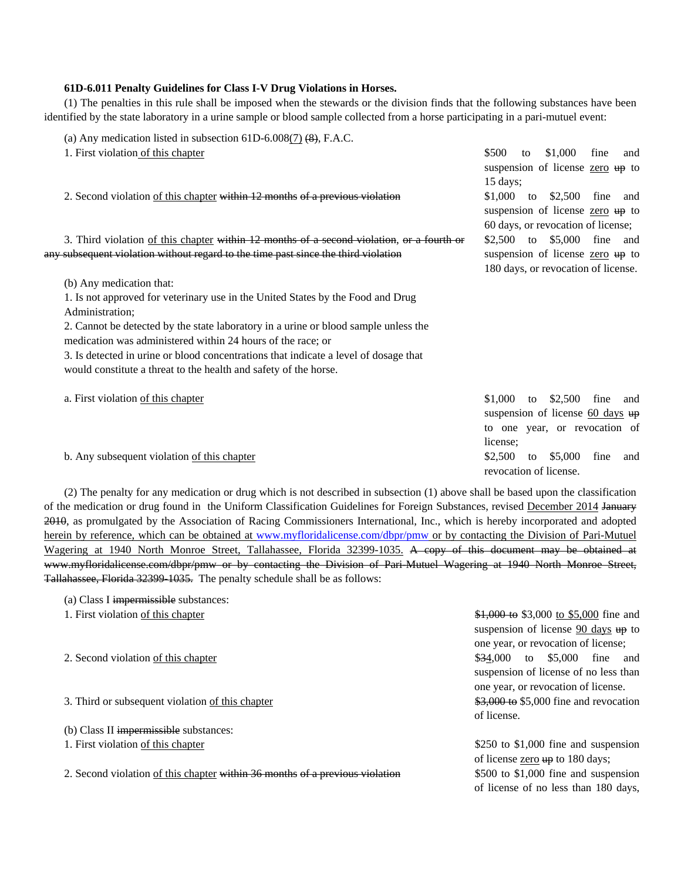**61D-6.011 Penalty Guidelines for Class I-V Drug Violations in Horses.**

(1) The penalties in this rule shall be imposed when the stewards or the division finds that the following substances have been identified by the state laboratory in a urine sample or blood sample collected from a horse participating in a pari-mutuel event:

(a) Any medication listed in subsection 61D-6.008<u>(7)</u> ~~(8)~~, F.A.C.

| | |
|---|---|
| 1. First violation <u>of this chapter</u> | $500 to $1,000 fine and suspension of license <u>zero</u> ~~up~~ to 15 days; |
| 2. Second violation <u>of this chapter</u> ~~within 12 months of a previous violation~~ | $1,000 to $2,500 fine and suspension of license <u>zero</u> ~~up~~ to 60 days, or revocation of license; |
| 3. Third violation <u>of this chapter</u> ~~within 12 months of a second violation, or a fourth or any subsequent violation without regard to the time past since the third violation~~ | $2,500 to $5,000 fine and suspension of license <u>zero</u> ~~up~~ to 180 days, or revocation of license. |

(b) Any medication that:

1. Is not approved for veterinary use in the United States by the Food and Drug Administration;
2. Cannot be detected by the state laboratory in a urine or blood sample unless the medication was administered within 24 hours of the race; or
3. Is detected in urine or blood concentrations that indicate a level of dosage that would constitute a threat to the health and safety of the horse.

| | |
|---|---|
| a. First violation <u>of this chapter</u> | $1,000 to $2,500 fine and suspension of license <u>60 days</u> ~~up~~ to one year, or revocation of license; |
| b. Any subsequent violation <u>of this chapter</u> | $2,500 to $5,000 fine and revocation of license. |

(2) The penalty for any medication or drug which is not described in subsection (1) above shall be based upon the classification of the medication or drug found in the Uniform Classification Guidelines for Foreign Substances, revised <u>December 2014</u> ~~January 2010~~, as promulgated by the Association of Racing Commissioners International, Inc., which is hereby incorporated and adopted <u>herein by reference, which can be obtained at www.myfloridalicense.com/dbpr/pmw or by contacting the Division of Pari-Mutuel Wagering at 1940 North Monroe Street, Tallahassee, Florida 32399-1035.</u> ~~A copy of this document may be obtained at www.myfloridalicense.com/dbpr/pmw or by contacting the Division of Pari-Mutuel Wagering at 1940 North Monroe Street, Tallahassee, Florida 32399-1035.~~ The penalty schedule shall be as follows:

(a) Class I ~~impermissible~~ substances:

| | |
|---|---|
| 1. First violation <u>of this chapter</u> | ~~$1,000 to~~ $3,000 <u>to $5,000</u> fine and suspension of license <u>90 days</u> ~~up~~ to one year, or revocation of license; |
| 2. Second violation <u>of this chapter</u> | $<u>3</u>~~4~~,000 to $5,000 fine and suspension of license of no less than one year, or revocation of license. |
| 3. Third or subsequent violation <u>of this chapter</u> | ~~$3,000 to~~ $5,000 fine and revocation of license. |

(b) Class II ~~impermissible~~ substances:

| | |
|---|---|
| 1. First violation <u>of this chapter</u> | $250 to $1,000 fine and suspension of license <u>zero</u> ~~up~~ to 180 days; |
| 2. Second violation <u>of this chapter</u> ~~within 36 months of a previous violation~~ | $500 to $1,000 fine and suspension of license of no less than 180 days, |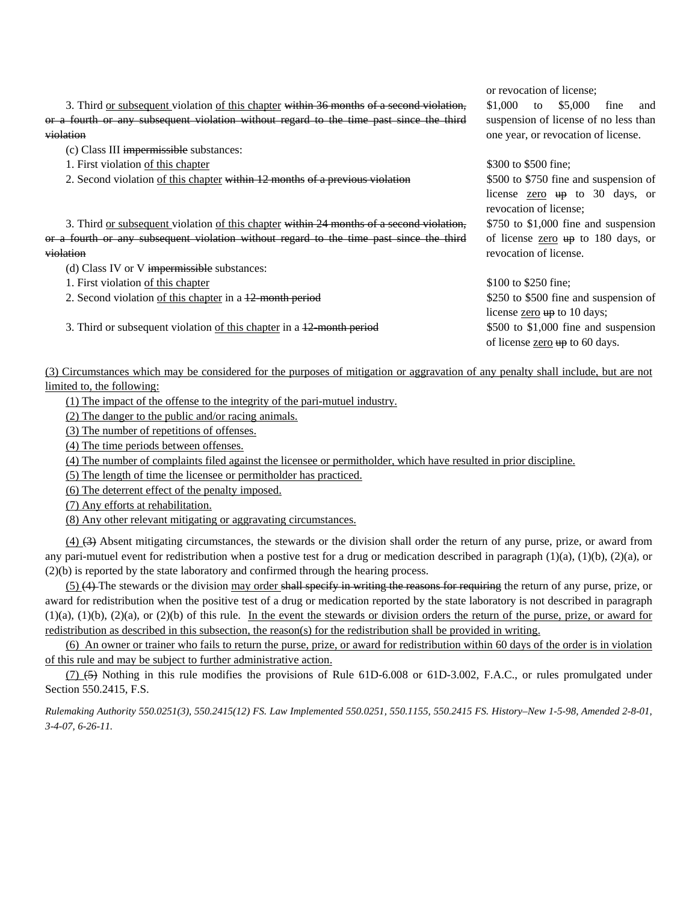| | |
|---|---|
| | or revocation of license; |
| 3. Third <u>or subsequent</u> violation <u>of this chapter</u> ~~within 36 months of a second violation, or a fourth or any subsequent violation without regard to the time past since the third violation~~ | $1,000 to $5,000 fine and suspension of license of no less than one year, or revocation of license. |
| (c) Class III ~~impermissible~~ substances: | |
| 1. First violation <u>of this chapter</u> | $300 to $500 fine; |
| 2. Second violation <u>of this chapter</u> ~~within 12 months of a previous violation~~ | $500 to $750 fine and suspension of license <u>zero</u> ~~up~~ to 30 days, or revocation of license; |
| 3. Third <u>or subsequent</u> violation <u>of this chapter</u> ~~within 24 months of a second violation, or a fourth or any subsequent violation without regard to the time past since the third violation~~ | $750 to $1,000 fine and suspension of license <u>zero</u> ~~up~~ to 180 days, or revocation of license. |
| (d) Class IV or V ~~impermissible~~ substances: | |
| 1. First violation <u>of this chapter</u> | $100 to $250 fine; |
| 2. Second violation <u>of this chapter</u> in a ~~12-month period~~ | $250 to $500 fine and suspension of license <u>zero</u> ~~up~~ to 10 days; |
| 3. Third or subsequent violation <u>of this chapter</u> in a ~~12-month period~~ | $500 to $1,000 fine and suspension of license <u>zero</u> ~~up~~ to 60 days. |

<u>(3) Circumstances which may be considered for the purposes of mitigation or aggravation of any penalty shall include, but are not limited to, the following:</u>

<u>(1) The impact of the offense to the integrity of the pari-mutuel industry.</u>

<u>(2) The danger to the public and/or racing animals.</u>

<u>(3) The number of repetitions of offenses.</u>

<u>(4) The time periods between offenses.</u>

<u>(4) The number of complaints filed against the licensee or permitholder, which have resulted in prior discipline.</u>

<u>(5) The length of time the licensee or permitholder has practiced.</u>

<u>(6) The deterrent effect of the penalty imposed.</u>

<u>(7) Any efforts at rehabilitation.</u>

<u>(8) Any other relevant mitigating or aggravating circumstances.</u>

<u>(4)</u> ~~(3)~~ Absent mitigating circumstances, the stewards or the division shall order the return of any purse, prize, or award from any pari-mutuel event for redistribution when a postive test for a drug or medication described in paragraph (1)(a), (1)(b), (2)(a), or (2)(b) is reported by the state laboratory and confirmed through the hearing process.

<u>(5)</u> ~~(4)~~ The stewards or the division <u>may order</u> ~~shall specify in writing the reasons for requiring~~ the return of any purse, prize, or award for redistribution when the positive test of a drug or medication reported by the state laboratory is not described in paragraph (1)(a), (1)(b), (2)(a), or (2)(b) of this rule. <u>In the event the stewards or division orders the return of the purse, prize, or award for redistribution as described in this subsection, the reason(s) for the redistribution shall be provided in writing.</u>

<u>(6) An owner or trainer who fails to return the purse, prize, or award for redistribution within 60 days of the order is in violation of this rule and may be subject to further administrative action.</u>

<u>(7)</u> ~~(5)~~ Nothing in this rule modifies the provisions of Rule 61D-6.008 or 61D-3.002, F.A.C., or rules promulgated under Section 550.2415, F.S.

*Rulemaking Authority 550.0251(3), 550.2415(12) FS. Law Implemented 550.0251, 550.1155, 550.2415 FS. History–New 1-5-98, Amended 2-8-01, 3-4-07, 6-26-11.*